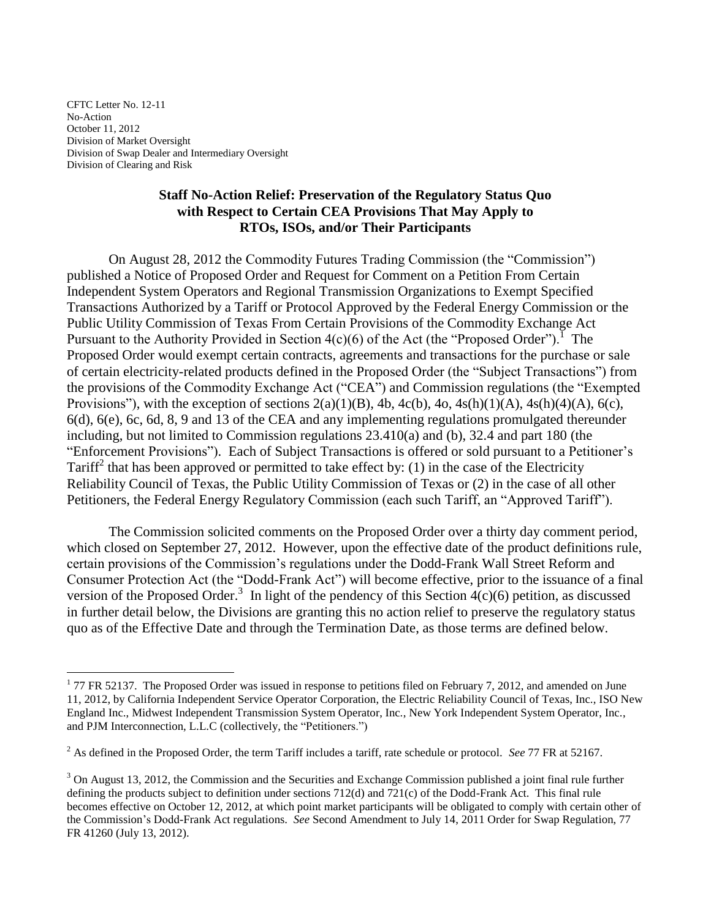CFTC Letter No. 12-11
No-Action
October 11, 2012
Division of Market Oversight
Division of Swap Dealer and Intermediary Oversight
Division of Clearing and Risk

## Staff No-Action Relief: Preservation of the Regulatory Status Quo with Respect to Certain CEA Provisions That May Apply to RTOs, ISOs, and/or Their Participants

On August 28, 2012 the Commodity Futures Trading Commission (the "Commission") published a Notice of Proposed Order and Request for Comment on a Petition From Certain Independent System Operators and Regional Transmission Organizations to Exempt Specified Transactions Authorized by a Tariff or Protocol Approved by the Federal Energy Commission or the Public Utility Commission of Texas From Certain Provisions of the Commodity Exchange Act Pursuant to the Authority Provided in Section 4(c)(6) of the Act (the "Proposed Order").[1] The Proposed Order would exempt certain contracts, agreements and transactions for the purchase or sale of certain electricity-related products defined in the Proposed Order (the "Subject Transactions") from the provisions of the Commodity Exchange Act ("CEA") and Commission regulations (the "Exempted Provisions"), with the exception of sections 2(a)(1)(B), 4b, 4c(b), 4o, 4s(h)(1)(A), 4s(h)(4)(A), 6(c), 6(d), 6(e), 6c, 6d, 8, 9 and 13 of the CEA and any implementing regulations promulgated thereunder including, but not limited to Commission regulations 23.410(a) and (b), 32.4 and part 180 (the "Enforcement Provisions"). Each of Subject Transactions is offered or sold pursuant to a Petitioner's Tariff[2] that has been approved or permitted to take effect by: (1) in the case of the Electricity Reliability Council of Texas, the Public Utility Commission of Texas or (2) in the case of all other Petitioners, the Federal Energy Regulatory Commission (each such Tariff, an "Approved Tariff").

The Commission solicited comments on the Proposed Order over a thirty day comment period, which closed on September 27, 2012. However, upon the effective date of the product definitions rule, certain provisions of the Commission's regulations under the Dodd-Frank Wall Street Reform and Consumer Protection Act (the "Dodd-Frank Act") will become effective, prior to the issuance of a final version of the Proposed Order.[3] In light of the pendency of this Section 4(c)(6) petition, as discussed in further detail below, the Divisions are granting this no action relief to preserve the regulatory status quo as of the Effective Date and through the Termination Date, as those terms are defined below.

---

[1] 77 FR 52137. The Proposed Order was issued in response to petitions filed on February 7, 2012, and amended on June 11, 2012, by California Independent Service Operator Corporation, the Electric Reliability Council of Texas, Inc., ISO New England Inc., Midwest Independent Transmission System Operator, Inc., New York Independent System Operator, Inc., and PJM Interconnection, L.L.C (collectively, the "Petitioners.")

[2] As defined in the Proposed Order, the term Tariff includes a tariff, rate schedule or protocol. *See* 77 FR at 52167.

[3] On August 13, 2012, the Commission and the Securities and Exchange Commission published a joint final rule further defining the products subject to definition under sections 712(d) and 721(c) of the Dodd-Frank Act. This final rule becomes effective on October 12, 2012, at which point market participants will be obligated to comply with certain other of the Commission's Dodd-Frank Act regulations. *See* Second Amendment to July 14, 2011 Order for Swap Regulation, 77 FR 41260 (July 13, 2012).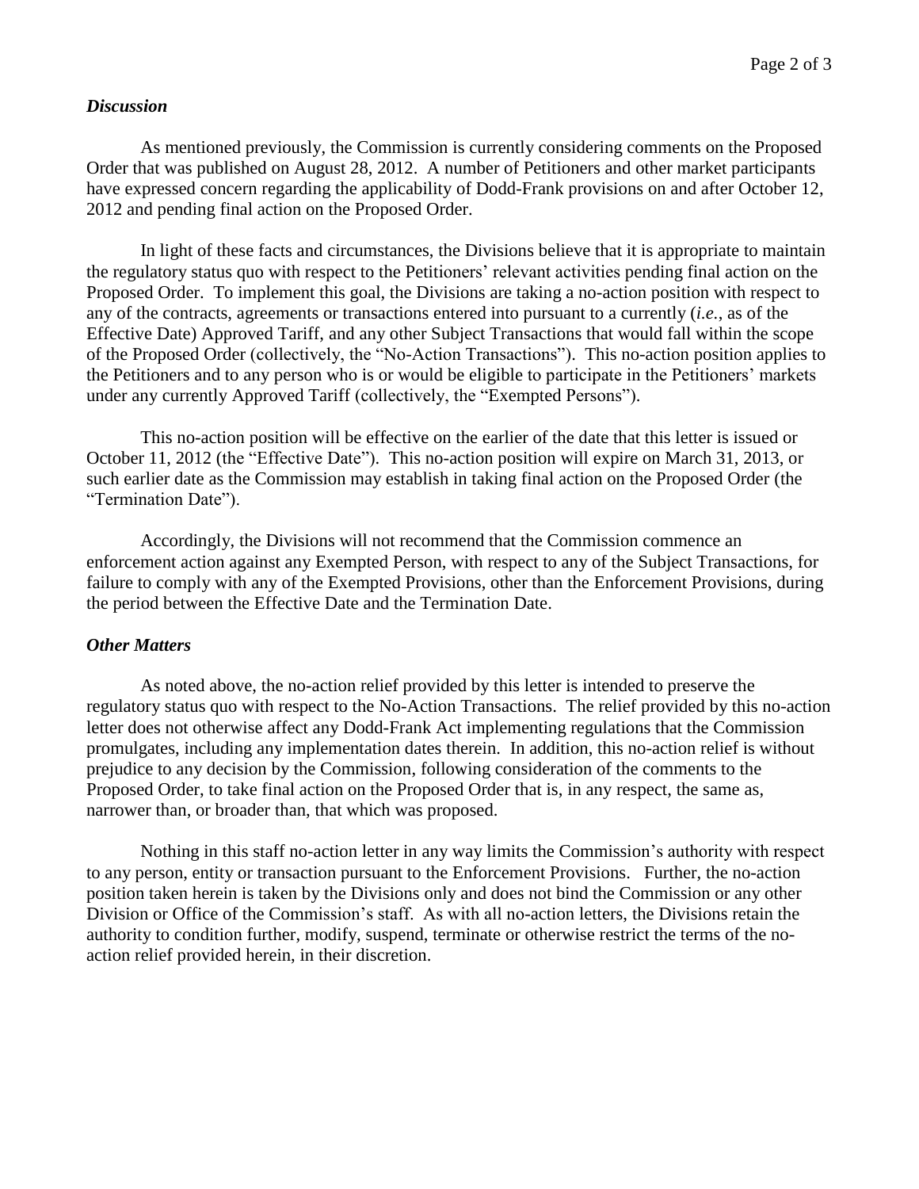### *Discussion*

As mentioned previously, the Commission is currently considering comments on the Proposed Order that was published on August 28, 2012. A number of Petitioners and other market participants have expressed concern regarding the applicability of Dodd-Frank provisions on and after October 12, 2012 and pending final action on the Proposed Order.

In light of these facts and circumstances, the Divisions believe that it is appropriate to maintain the regulatory status quo with respect to the Petitioners' relevant activities pending final action on the Proposed Order. To implement this goal, the Divisions are taking a no-action position with respect to any of the contracts, agreements or transactions entered into pursuant to a currently (*i.e.*, as of the Effective Date) Approved Tariff, and any other Subject Transactions that would fall within the scope of the Proposed Order (collectively, the "No-Action Transactions"). This no-action position applies to the Petitioners and to any person who is or would be eligible to participate in the Petitioners' markets under any currently Approved Tariff (collectively, the "Exempted Persons").

This no-action position will be effective on the earlier of the date that this letter is issued or October 11, 2012 (the "Effective Date"). This no-action position will expire on March 31, 2013, or such earlier date as the Commission may establish in taking final action on the Proposed Order (the "Termination Date").

Accordingly, the Divisions will not recommend that the Commission commence an enforcement action against any Exempted Person, with respect to any of the Subject Transactions, for failure to comply with any of the Exempted Provisions, other than the Enforcement Provisions, during the period between the Effective Date and the Termination Date.

### *Other Matters*

As noted above, the no-action relief provided by this letter is intended to preserve the regulatory status quo with respect to the No-Action Transactions. The relief provided by this no-action letter does not otherwise affect any Dodd-Frank Act implementing regulations that the Commission promulgates, including any implementation dates therein. In addition, this no-action relief is without prejudice to any decision by the Commission, following consideration of the comments to the Proposed Order, to take final action on the Proposed Order that is, in any respect, the same as, narrower than, or broader than, that which was proposed.

Nothing in this staff no-action letter in any way limits the Commission's authority with respect to any person, entity or transaction pursuant to the Enforcement Provisions. Further, the no-action position taken herein is taken by the Divisions only and does not bind the Commission or any other Division or Office of the Commission's staff. As with all no-action letters, the Divisions retain the authority to condition further, modify, suspend, terminate or otherwise restrict the terms of the no-action relief provided herein, in their discretion.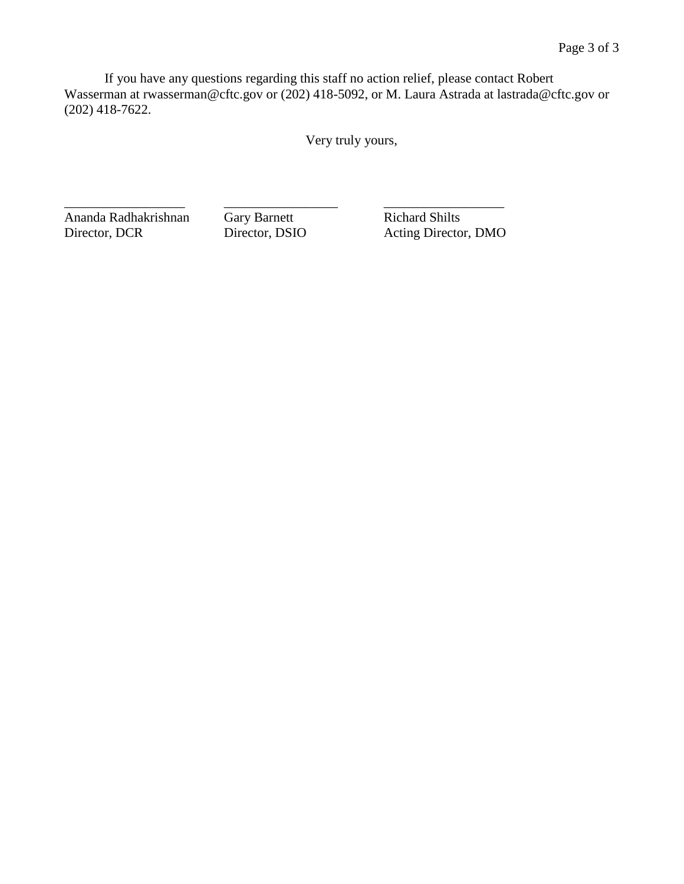If you have any questions regarding this staff no action relief, please contact Robert Wasserman at rwasserman@cftc.gov or (202) 418-5092, or M. Laura Astrada at lastrada@cftc.gov or (202) 418-7622.

Very truly yours,

| | | |
|---|---|---|
| ___________________ | ___________________ | ___________________ |
| Ananda Radhakrishnan | Gary Barnett | Richard Shilts |
| Director, DCR | Director, DSIO | Acting Director, DMO |